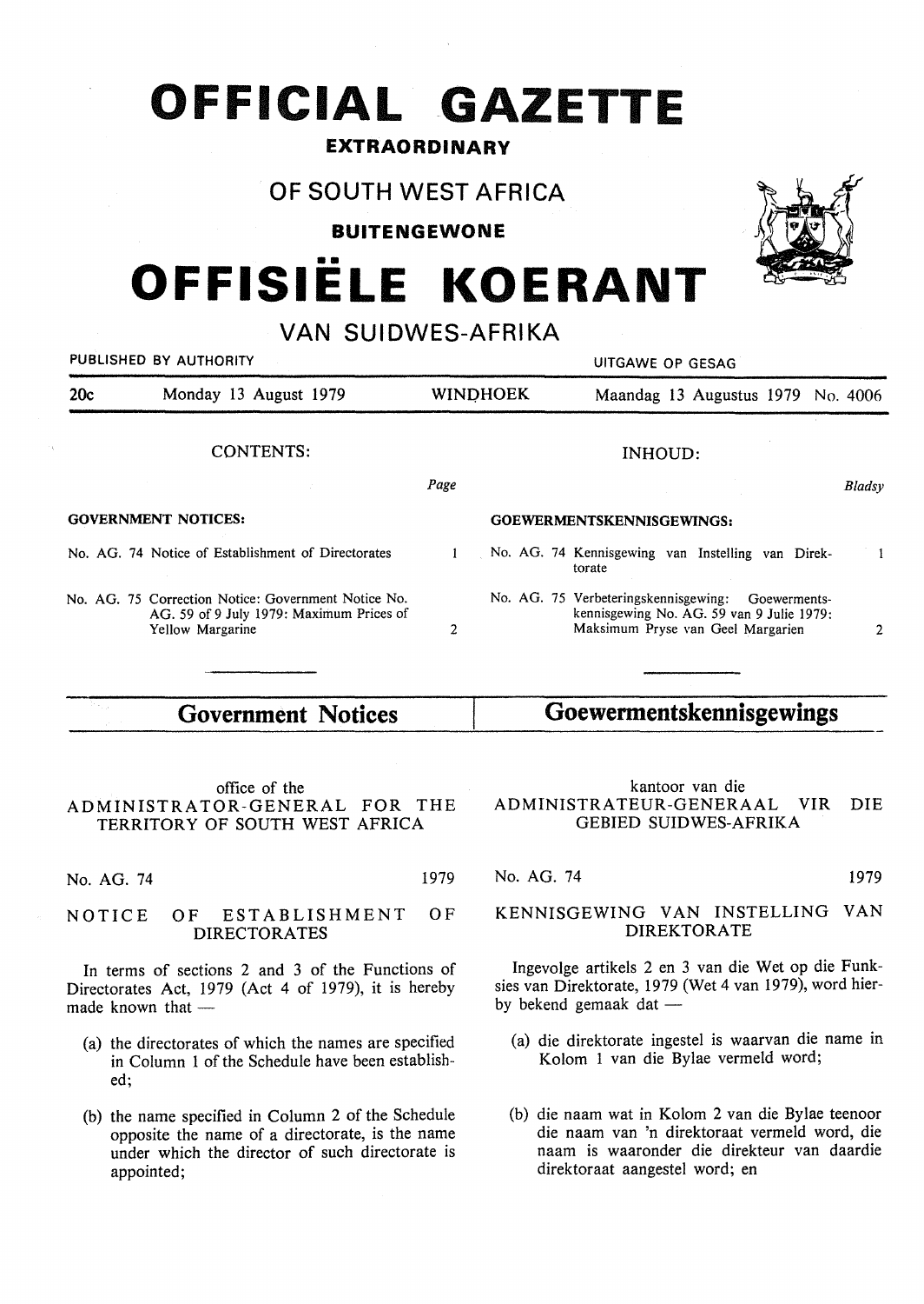# OFFICIAL GAZETTE

**EXTRAORDINARY**

## OF SOUTH WEST AFRICA

**BUITENGEWONE**

# OFFISIËLE KOERANT

## VAN SUIDWES-AFRIKA

PUBLISHED BY AUTHORITY — UITGAWE OP GESAG

| 20c | Monday 13 August 1979 | WINDHOEK | Maandag 13 Augustus 1979 | No. 4006 |
|---|---|---|---|---|

**CONTENTS:**

| | Page |
|---|---|
| **GOVERNMENT NOTICES:** | |
| No. AG. 74 Notice of Establishment of Directorates | 1 |
| No. AG. 75 Correction Notice: Government Notice No. AG. 59 of 9 July 1979: Maximum Prices of Yellow Margarine | 2 |

**INHOUD:**

| | *Bladsy* |
|---|---|
| **GOEWERMENTSKENNISGEWINGS:** | |
| No. AG. 74 Kennisgewing van Instelling van Direktorate | 1 |
| No. AG. 75 Verbeteringskennisgewing: Goewermentskennisgewing No. AG. 59 van 9 Julie 1979: Maksimum Pryse van Geel Margarien | 2 |

## Government Notices

office of the
ADMINISTRATOR-GENERAL FOR THE TERRITORY OF SOUTH WEST AFRICA

No. AG. 74 — 1979

### NOTICE OF ESTABLISHMENT OF DIRECTORATES

In terms of sections 2 and 3 of the Functions of Directorates Act, 1979 (Act 4 of 1979), it is hereby made known that —

(a) the directorates of which the names are specified in Column 1 of the Schedule have been established;

(b) the name specified in Column 2 of the Schedule opposite the name of a directorate, is the name under which the director of such directorate is appointed;

## Goewermentskennisgewings

kantoor van die
ADMINISTRATEUR-GENERAAL VIR DIE GEBIED SUIDWES-AFRIKA

No. AG. 74 — 1979

### KENNISGEWING VAN INSTELLING VAN DIREKTORATE

Ingevolge artikels 2 en 3 van die Wet op die Funksies van Direktorate, 1979 (Wet 4 van 1979), word hierby bekend gemaak dat —

(a) die direktorate ingestel is waarvan die name in Kolom 1 van die Bylae vermeld word;

(b) die naam wat in Kolom 2 van die Bylae teenoor die naam van 'n direktoraat vermeld word, die naam is waaronder die direkteur van daardie direktoraat aangestel word; en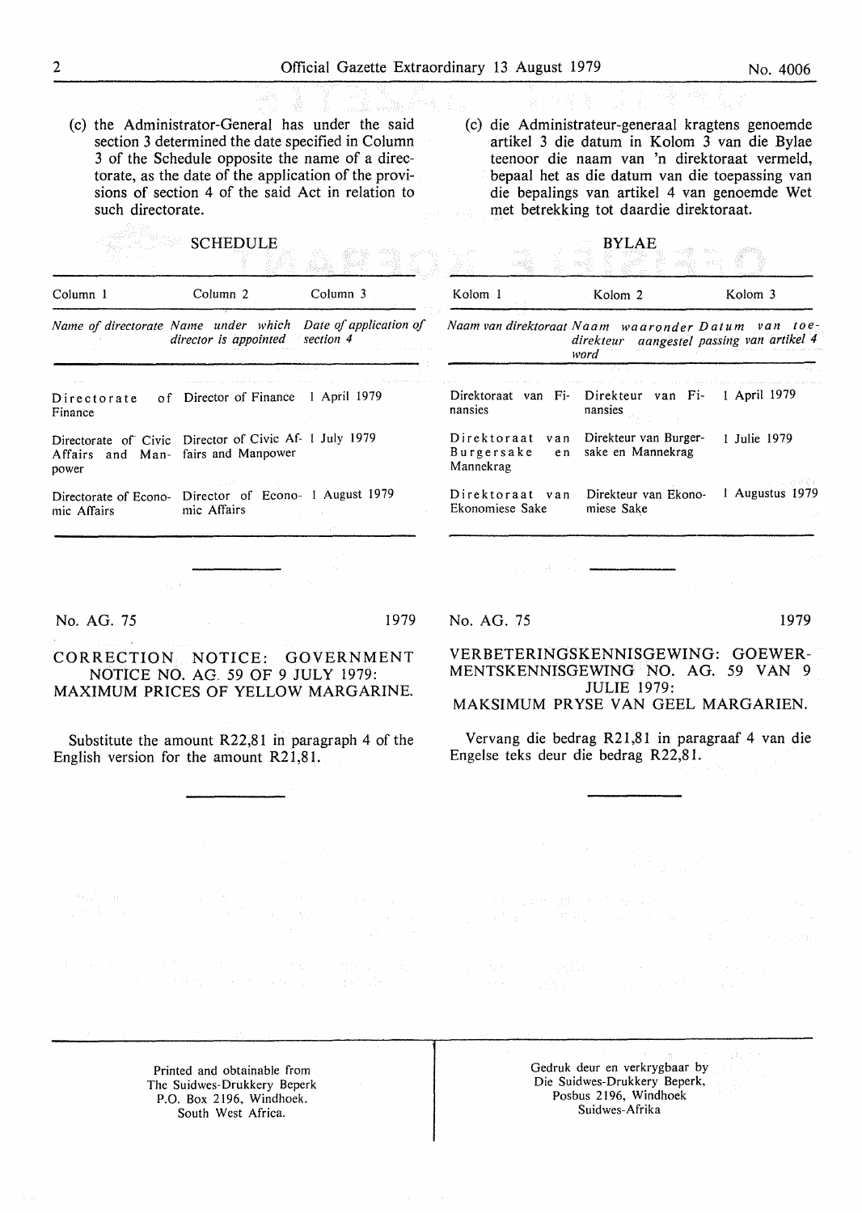(c) the Administrator-General has under the said section 3 determined the date specified in Column 3 of the Schedule opposite the name of a directorate, as the date of the application of the provisions of section 4 of the said Act in relation to such directorate.

SCHEDULE

| Column 1 | Column 2 | Column 3 |
|---|---|---|
| *Name of directorate* | *Name under which director is appointed* | *Date of application of section 4* |
| Directorate of Finance | Director of Finance | 1 April 1979 |
| Directorate of Civic Affairs and Manpower | Director of Civic Affairs and Manpower | 1 July 1979 |
| Directorate of Economic Affairs | Director of Economic Affairs | 1 August 1979 |

(c) die Administrateur-generaal kragtens genoemde artikel 3 die datum in Kolom 3 van die Bylae teenoor die naam van 'n direktoraat vermeld, bepaal het as die datum van die toepassing van die bepalings van artikel 4 van genoemde Wet met betrekking tot daardie direktoraat.

BYLAE

| Kolom 1 | Kolom 2 | Kolom 3 |
|---|---|---|
| *Naam van direktoraat* | *Naam waaronder direkteur aangestel word* | *Datum van toepassing van artikel 4* |
| Direktoraat van Finansies | Direkteur van Finansies | 1 April 1979 |
| Direktoraat van Burgersake en Mannekrag | Direkteur van Burgersake en Mannekrag | 1 Julie 1979 |
| Direktoraat van Ekonomiese Sake | Direkteur van Ekonomiese Sake | 1 Augustus 1979 |

---

No. AG. 75 1979

CORRECTION NOTICE: GOVERNMENT NOTICE NO. AG. 59 OF 9 JULY 1979: MAXIMUM PRICES OF YELLOW MARGARINE.

Substitute the amount R22,81 in paragraph 4 of the English version for the amount R21,81.

No. AG. 75 1979

VERBETERINGSKENNISGEWING: GOEWERMENTSKENNISGEWING NO. AG. 59 VAN 9 JULIE 1979: MAKSIMUM PRYSE VAN GEEL MARGARIEN.

Vervang die bedrag R21,81 in paragraaf 4 van die Engelse teks deur die bedrag R22,81.

---

Printed and obtainable from
The Suidwes-Drukkery Beperk
P.O. Box 2196, Windhoek.
South West Africa.

Gedruk deur en verkrygbaar by
Die Suidwes-Drukkery Beperk,
Posbus 2196, Windhoek
Suidwes-Afrika